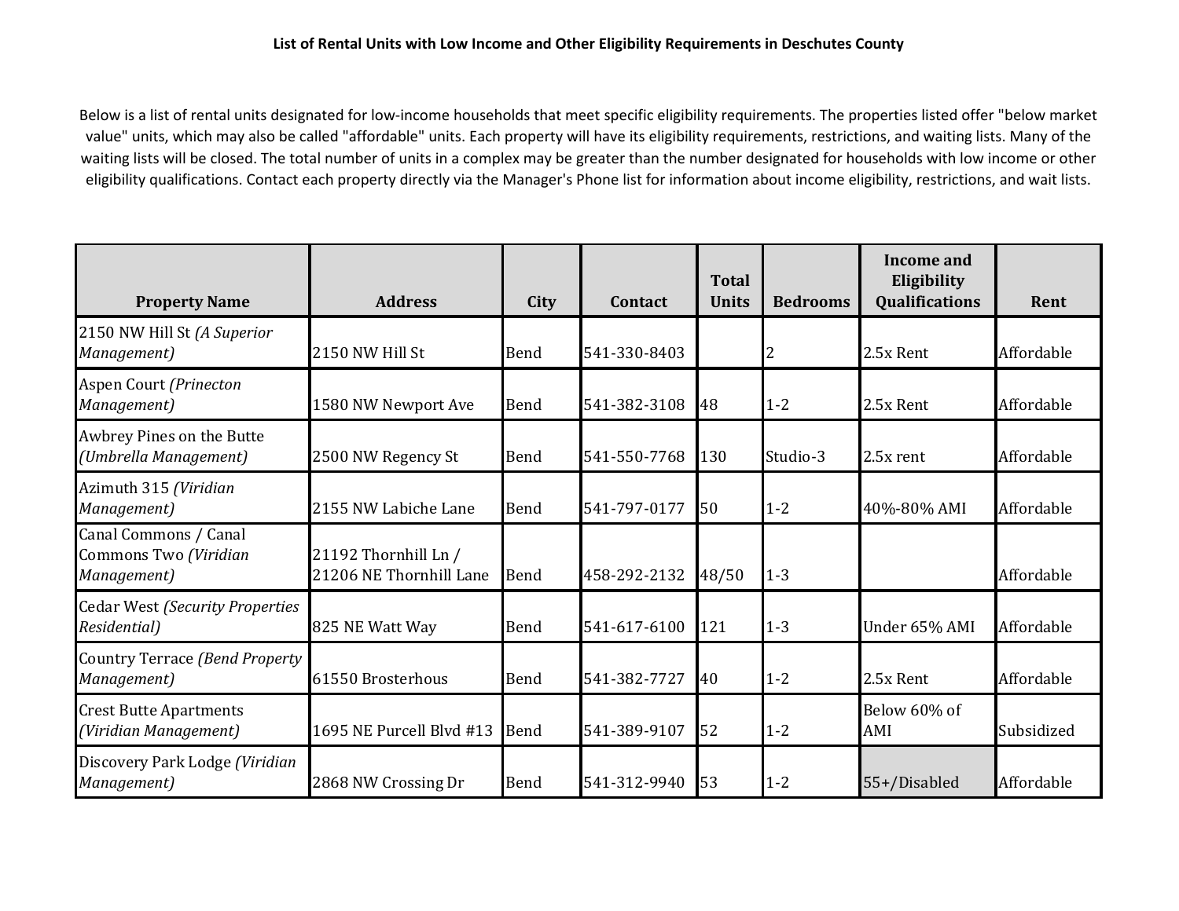**List of Rental Units with Low Income and Other Eligibility Requirements in Deschutes County**

Below is a list of rental units designated for low-income households that meet specific eligibility requirements. The properties listed offer "below market value" units, which may also be called "affordable" units. Each property will have its eligibility requirements, restrictions, and waiting lists. Many of the waiting lists will be closed. The total number of units in a complex may be greater than the number designated for households with low income or other eligibility qualifications. Contact each property directly via the Manager's Phone list for information about income eligibility, restrictions, and wait lists.

| Property Name | Address | City | Contact | Total Units | Bedrooms | Income and Eligibility Qualifications | Rent |
|---|---|---|---|---|---|---|---|
| 2150 NW Hill St *(A Superior Management)* | 2150 NW Hill St | Bend | 541-330-8403 | | 2 | 2.5x Rent | Affordable |
| Aspen Court *(Prinecton Management)* | 1580 NW Newport Ave | Bend | 541-382-3108 | 48 | 1-2 | 2.5x Rent | Affordable |
| Awbrey Pines on the Butte *(Umbrella Management)* | 2500 NW Regency St | Bend | 541-550-7768 | 130 | Studio-3 | 2.5x rent | Affordable |
| Azimuth 315 *(Viridian Management)* | 2155 NW Labiche Lane | Bend | 541-797-0177 | 50 | 1-2 | 40%-80% AMI | Affordable |
| Canal Commons / Canal Commons Two *(Viridian Management)* | 21192 Thornhill Ln / 21206 NE Thornhill Lane | Bend | 458-292-2132 | 48/50 | 1-3 | | Affordable |
| Cedar West *(Security Properties Residential)* | 825 NE Watt Way | Bend | 541-617-6100 | 121 | 1-3 | Under 65% AMI | Affordable |
| Country Terrace *(Bend Property Management)* | 61550 Brosterhous | Bend | 541-382-7727 | 40 | 1-2 | 2.5x Rent | Affordable |
| Crest Butte Apartments *(Viridian Management)* | 1695 NE Purcell Blvd #13 | Bend | 541-389-9107 | 52 | 1-2 | Below 60% of AMI | Subsidized |
| Discovery Park Lodge *(Viridian Management)* | 2868 NW Crossing Dr | Bend | 541-312-9940 | 53 | 1-2 | 55+/Disabled | Affordable |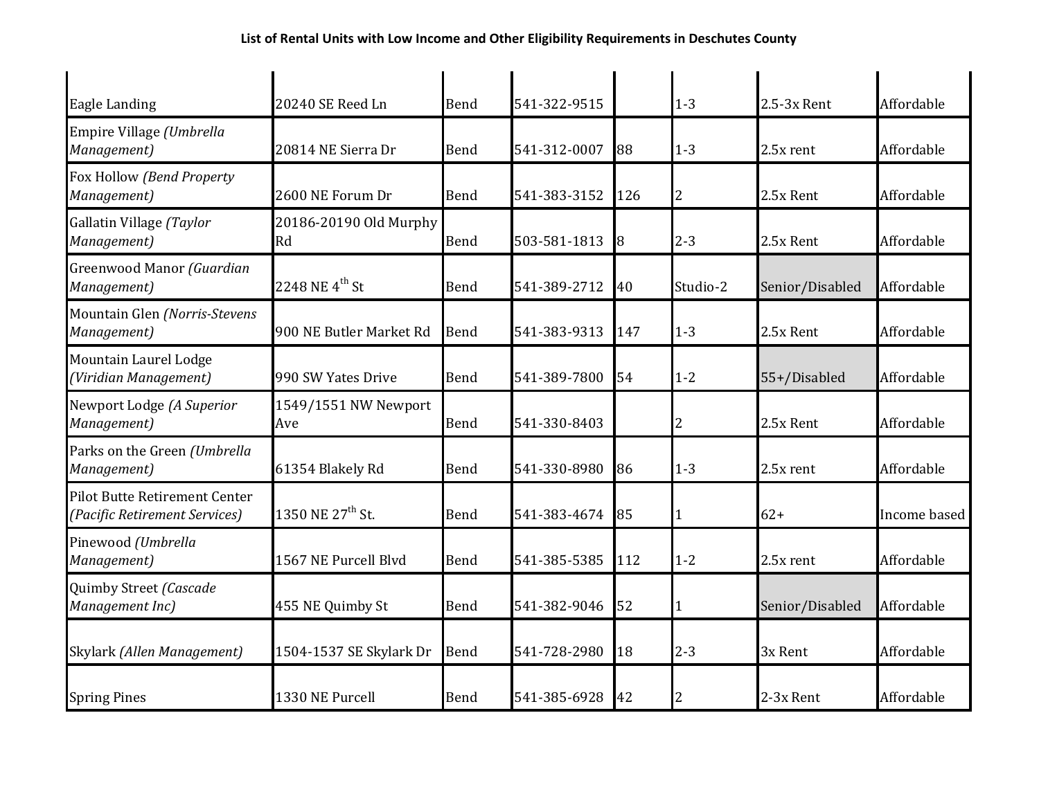# List of Rental Units with Low Income and Other Eligibility Requirements in Deschutes County

| | | | | | | | |
|---|---|---|---|---|---|---|---|
| Eagle Landing | 20240 SE Reed Ln | Bend | 541-322-9515 | | 1-3 | 2.5-3x Rent | Affordable |
| Empire Village *(Umbrella Management)* | 20814 NE Sierra Dr | Bend | 541-312-0007 | 88 | 1-3 | 2.5x rent | Affordable |
| Fox Hollow *(Bend Property Management)* | 2600 NE Forum Dr | Bend | 541-383-3152 | 126 | 2 | 2.5x Rent | Affordable |
| Gallatin Village *(Taylor Management)* | 20186-20190 Old Murphy Rd | Bend | 503-581-1813 | 8 | 2-3 | 2.5x Rent | Affordable |
| Greenwood Manor *(Guardian Management)* | 2248 NE 4th St | Bend | 541-389-2712 | 40 | Studio-2 | Senior/Disabled | Affordable |
| Mountain Glen *(Norris-Stevens Management)* | 900 NE Butler Market Rd | Bend | 541-383-9313 | 147 | 1-3 | 2.5x Rent | Affordable |
| Mountain Laurel Lodge *(Viridian Management)* | 990 SW Yates Drive | Bend | 541-389-7800 | 54 | 1-2 | 55+/Disabled | Affordable |
| Newport Lodge *(A Superior Management)* | 1549/1551 NW Newport Ave | Bend | 541-330-8403 | | 2 | 2.5x Rent | Affordable |
| Parks on the Green *(Umbrella Management)* | 61354 Blakely Rd | Bend | 541-330-8980 | 86 | 1-3 | 2.5x rent | Affordable |
| Pilot Butte Retirement Center *(Pacific Retirement Services)* | 1350 NE 27th St. | Bend | 541-383-4674 | 85 | 1 | 62+ | Income based |
| Pinewood *(Umbrella Management)* | 1567 NE Purcell Blvd | Bend | 541-385-5385 | 112 | 1-2 | 2.5x rent | Affordable |
| Quimby Street *(Cascade Management Inc)* | 455 NE Quimby St | Bend | 541-382-9046 | 52 | 1 | Senior/Disabled | Affordable |
| Skylark *(Allen Management)* | 1504-1537 SE Skylark Dr | Bend | 541-728-2980 | 18 | 2-3 | 3x Rent | Affordable |
| Spring Pines | 1330 NE Purcell | Bend | 541-385-6928 | 42 | 2 | 2-3x Rent | Affordable |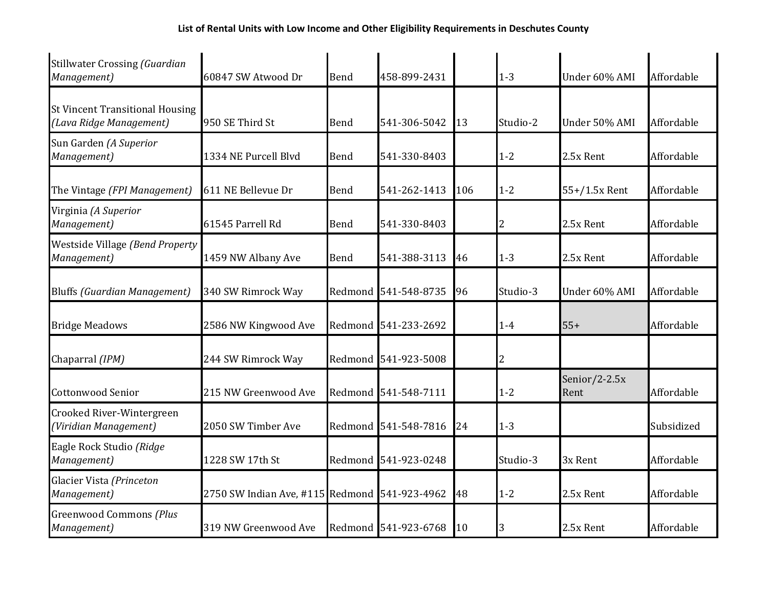**List of Rental Units with Low Income and Other Eligibility Requirements in Deschutes County**

| | | | | | | | |
|---|---|---|---|---|---|---|---|
| Stillwater Crossing *(Guardian Management)* | 60847 SW Atwood Dr | Bend | 458-899-2431 | | 1-3 | Under 60% AMI | Affordable |
| St Vincent Transitional Housing *(Lava Ridge Management)* | 950 SE Third St | Bend | 541-306-5042 | 13 | Studio-2 | Under 50% AMI | Affordable |
| Sun Garden *(A Superior Management)* | 1334 NE Purcell Blvd | Bend | 541-330-8403 | | 1-2 | 2.5x Rent | Affordable |
| The Vintage *(FPI Management)* | 611 NE Bellevue Dr | Bend | 541-262-1413 | 106 | 1-2 | 55+/1.5x Rent | Affordable |
| Virginia *(A Superior Management)* | 61545 Parrell Rd | Bend | 541-330-8403 | | 2 | 2.5x Rent | Affordable |
| Westside Village *(Bend Property Management)* | 1459 NW Albany Ave | Bend | 541-388-3113 | 46 | 1-3 | 2.5x Rent | Affordable |
| Bluffs *(Guardian Management)* | 340 SW Rimrock Way | Redmond | 541-548-8735 | 96 | Studio-3 | Under 60% AMI | Affordable |
| Bridge Meadows | 2586 NW Kingwood Ave | Redmond | 541-233-2692 | | 1-4 | 55+ | Affordable |
| Chaparral *(IPM)* | 244 SW Rimrock Way | Redmond | 541-923-5008 | | 2 | | |
| Cottonwood Senior | 215 NW Greenwood Ave | Redmond | 541-548-7111 | | 1-2 | Senior/2-2.5x Rent | Affordable |
| Crooked River-Wintergreen *(Viridian Management)* | 2050 SW Timber Ave | Redmond | 541-548-7816 | 24 | 1-3 | | Subsidized |
| Eagle Rock Studio *(Ridge Management)* | 1228 SW 17th St | Redmond | 541-923-0248 | | Studio-3 | 3x Rent | Affordable |
| Glacier Vista *(Princeton Management)* | 2750 SW Indian Ave, #115 | Redmond | 541-923-4962 | 48 | 1-2 | 2.5x Rent | Affordable |
| Greenwood Commons *(Plus Management)* | 319 NW Greenwood Ave | Redmond | 541-923-6768 | 10 | 3 | 2.5x Rent | Affordable |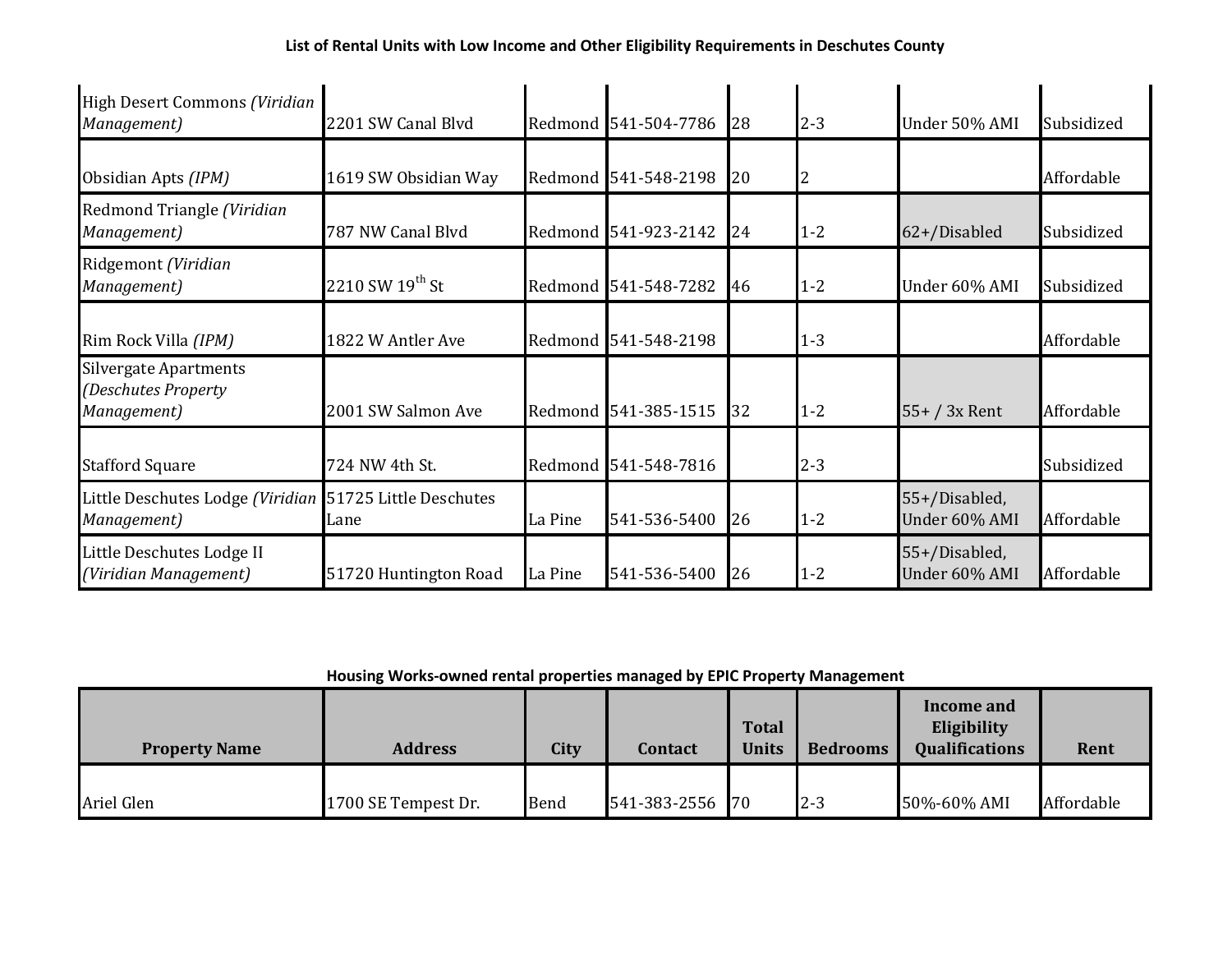### List of Rental Units with Low Income and Other Eligibility Requirements in Deschutes County

| | | | | | | | |
|---|---|---|---|---|---|---|---|
| High Desert Commons *(Viridian Management)* | 2201 SW Canal Blvd | Redmond | 541-504-7786 | 28 | 2-3 | Under 50% AMI | Subsidized |
| Obsidian Apts *(IPM)* | 1619 SW Obsidian Way | Redmond | 541-548-2198 | 20 | 2 | | Affordable |
| Redmond Triangle *(Viridian Management)* | 787 NW Canal Blvd | Redmond | 541-923-2142 | 24 | 1-2 | 62+/Disabled | Subsidized |
| Ridgemont *(Viridian Management)* | 2210 SW 19th St | Redmond | 541-548-7282 | 46 | 1-2 | Under 60% AMI | Subsidized |
| Rim Rock Villa *(IPM)* | 1822 W Antler Ave | Redmond | 541-548-2198 | | 1-3 | | Affordable |
| Silvergate Apartments *(Deschutes Property Management)* | 2001 SW Salmon Ave | Redmond | 541-385-1515 | 32 | 1-2 | 55+ / 3x Rent | Affordable |
| Stafford Square | 724 NW 4th St. | Redmond | 541-548-7816 | | 2-3 | | Subsidized |
| Little Deschutes Lodge *(Viridian Management)* | 51725 Little Deschutes Lane | La Pine | 541-536-5400 | 26 | 1-2 | 55+/Disabled, Under 60% AMI | Affordable |
| Little Deschutes Lodge II *(Viridian Management)* | 51720 Huntington Road | La Pine | 541-536-5400 | 26 | 1-2 | 55+/Disabled, Under 60% AMI | Affordable |

### Housing Works-owned rental properties managed by EPIC Property Management

| Property Name | Address | City | Contact | Total Units | Bedrooms | Income and Eligibility Qualifications | Rent |
|---|---|---|---|---|---|---|---|
| Ariel Glen | 1700 SE Tempest Dr. | Bend | 541-383-2556 | 70 | 2-3 | 50%-60% AMI | Affordable |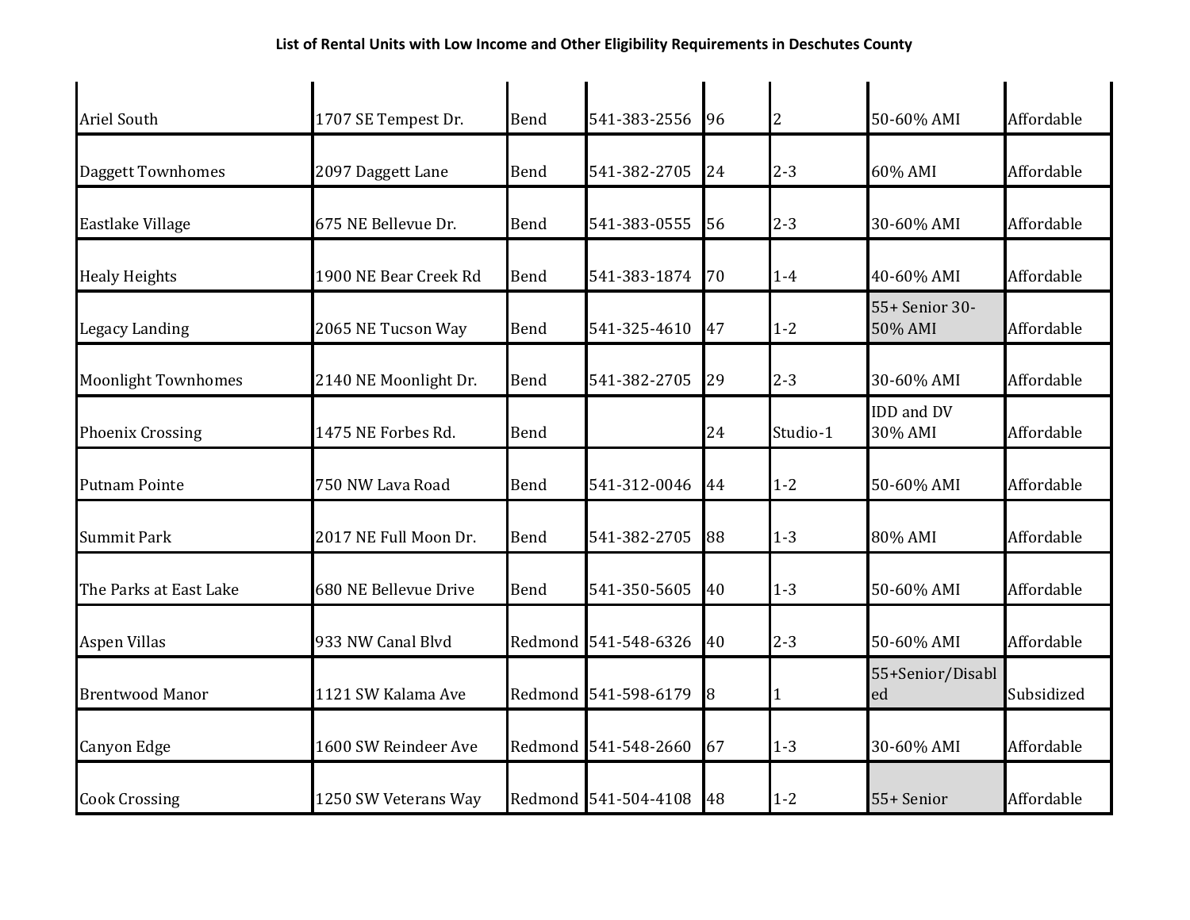# List of Rental Units with Low Income and Other Eligibility Requirements in Deschutes County

| | | | | | | | |
|---|---|---|---|---|---|---|---|
| Ariel South | 1707 SE Tempest Dr. | Bend | 541-383-2556 | 96 | 2 | 50-60% AMI | Affordable |
| Daggett Townhomes | 2097 Daggett Lane | Bend | 541-382-2705 | 24 | 2-3 | 60% AMI | Affordable |
| Eastlake Village | 675 NE Bellevue Dr. | Bend | 541-383-0555 | 56 | 2-3 | 30-60% AMI | Affordable |
| Healy Heights | 1900 NE Bear Creek Rd | Bend | 541-383-1874 | 70 | 1-4 | 40-60% AMI | Affordable |
| Legacy Landing | 2065 NE Tucson Way | Bend | 541-325-4610 | 47 | 1-2 | 55+ Senior 30-50% AMI | Affordable |
| Moonlight Townhomes | 2140 NE Moonlight Dr. | Bend | 541-382-2705 | 29 | 2-3 | 30-60% AMI | Affordable |
| Phoenix Crossing | 1475 NE Forbes Rd. | Bend | | 24 | Studio-1 | IDD and DV 30% AMI | Affordable |
| Putnam Pointe | 750 NW Lava Road | Bend | 541-312-0046 | 44 | 1-2 | 50-60% AMI | Affordable |
| Summit Park | 2017 NE Full Moon Dr. | Bend | 541-382-2705 | 88 | 1-3 | 80% AMI | Affordable |
| The Parks at East Lake | 680 NE Bellevue Drive | Bend | 541-350-5605 | 40 | 1-3 | 50-60% AMI | Affordable |
| Aspen Villas | 933 NW Canal Blvd | Redmond | 541-548-6326 | 40 | 2-3 | 50-60% AMI | Affordable |
| Brentwood Manor | 1121 SW Kalama Ave | Redmond | 541-598-6179 | 8 | 1 | 55+Senior/Disabled | Subsidized |
| Canyon Edge | 1600 SW Reindeer Ave | Redmond | 541-548-2660 | 67 | 1-3 | 30-60% AMI | Affordable |
| Cook Crossing | 1250 SW Veterans Way | Redmond | 541-504-4108 | 48 | 1-2 | 55+ Senior | Affordable |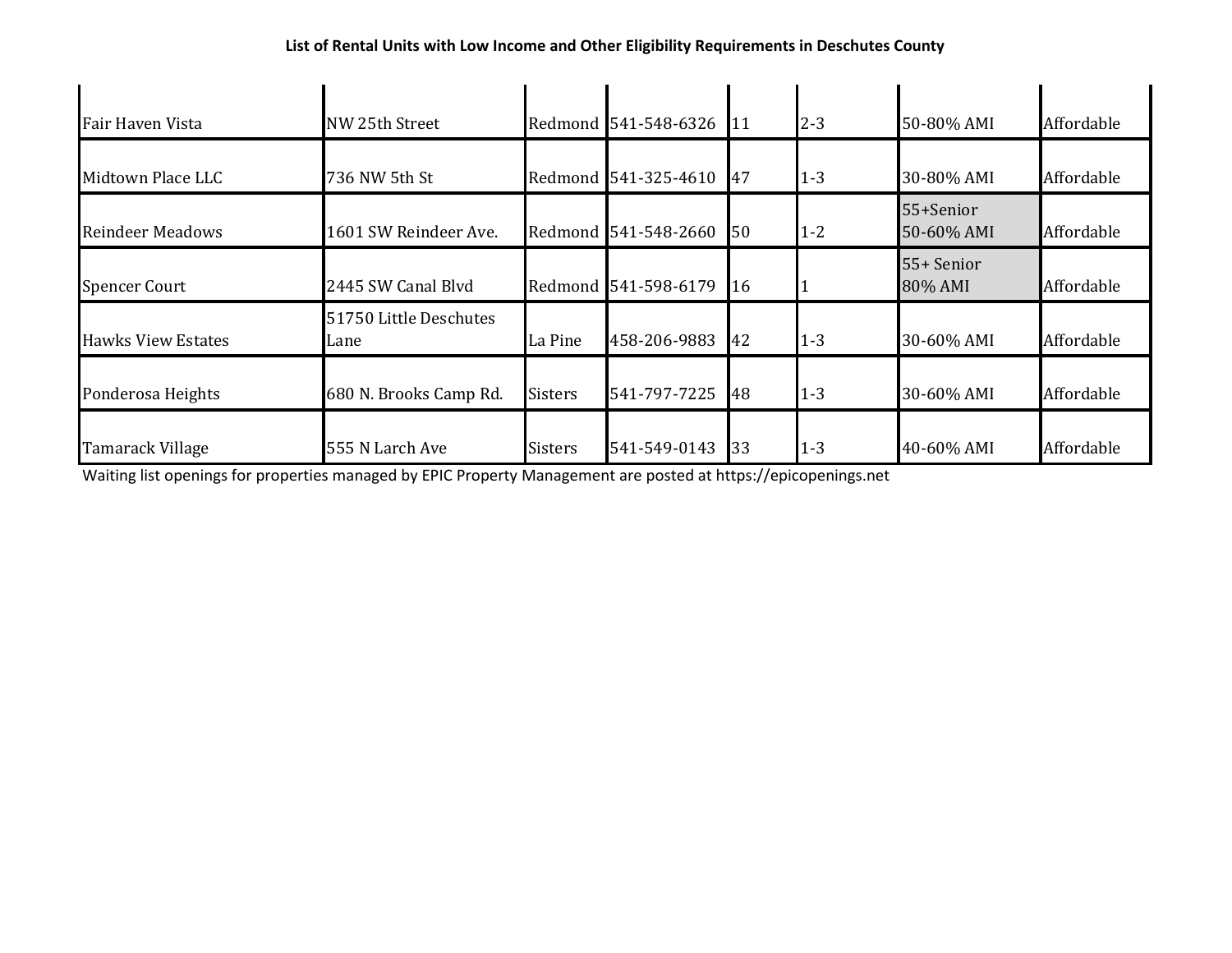**List of Rental Units with Low Income and Other Eligibility Requirements in Deschutes County**

| | | | | | | | |
|---|---|---|---|---|---|---|---|
| Fair Haven Vista | NW 25th Street | Redmond | 541-548-6326 | 11 | 2-3 | 50-80% AMI | Affordable |
| Midtown Place LLC | 736 NW 5th St | Redmond | 541-325-4610 | 47 | 1-3 | 30-80% AMI | Affordable |
| Reindeer Meadows | 1601 SW Reindeer Ave. | Redmond | 541-548-2660 | 50 | 1-2 | 55+Senior 50-60% AMI | Affordable |
| Spencer Court | 2445 SW Canal Blvd | Redmond | 541-598-6179 | 16 | 1 | 55+ Senior 80% AMI | Affordable |
| Hawks View Estates | 51750 Little Deschutes Lane | La Pine | 458-206-9883 | 42 | 1-3 | 30-60% AMI | Affordable |
| Ponderosa Heights | 680 N. Brooks Camp Rd. | Sisters | 541-797-7225 | 48 | 1-3 | 30-60% AMI | Affordable |
| Tamarack Village | 555 N Larch Ave | Sisters | 541-549-0143 | 33 | 1-3 | 40-60% AMI | Affordable |

Waiting list openings for properties managed by EPIC Property Management are posted at https://epicopenings.net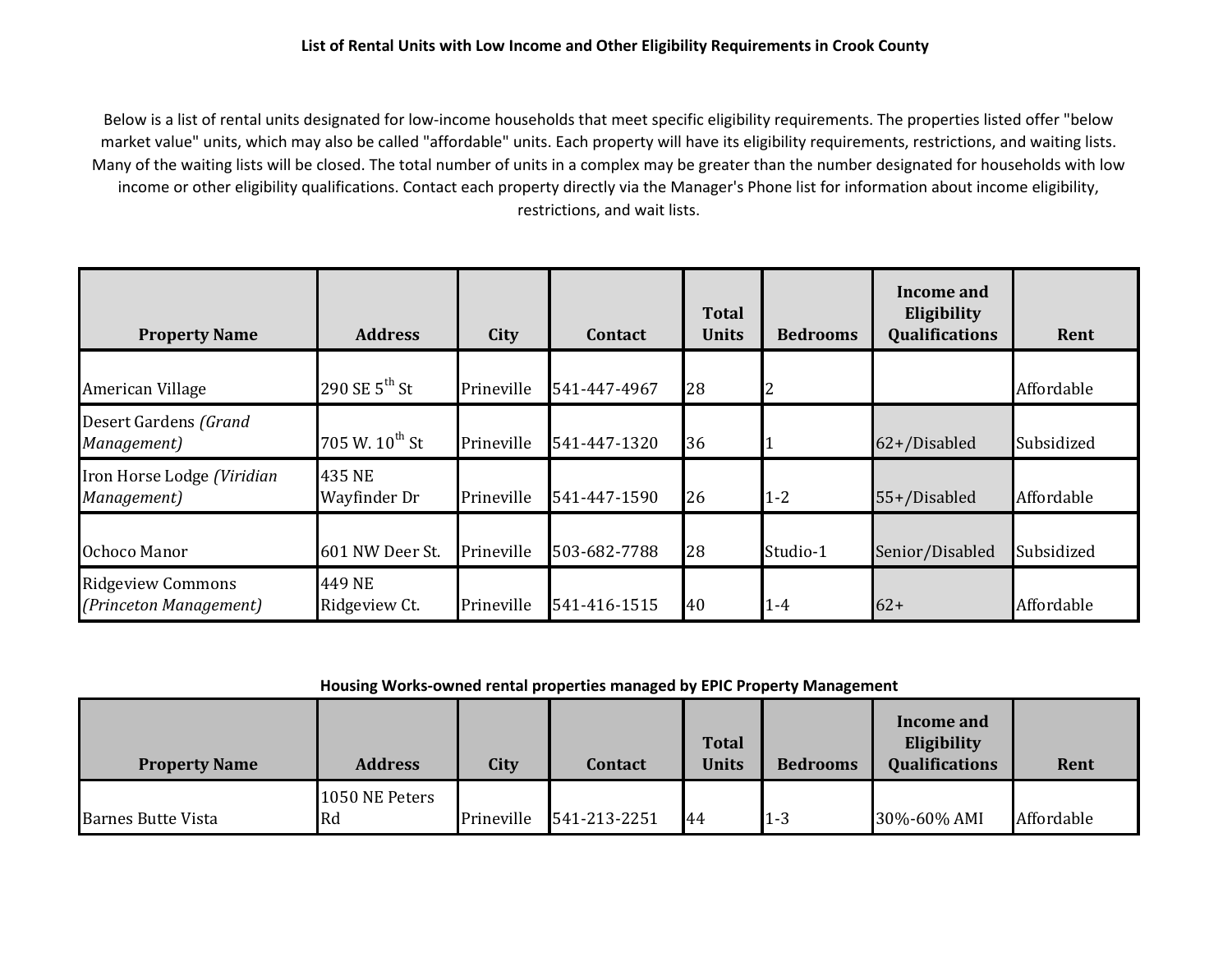**List of Rental Units with Low Income and Other Eligibility Requirements in Crook County**

Below is a list of rental units designated for low-income households that meet specific eligibility requirements. The properties listed offer "below market value" units, which may also be called "affordable" units. Each property will have its eligibility requirements, restrictions, and waiting lists. Many of the waiting lists will be closed. The total number of units in a complex may be greater than the number designated for households with low income or other eligibility qualifications. Contact each property directly via the Manager's Phone list for information about income eligibility, restrictions, and wait lists.

| Property Name | Address | City | Contact | Total Units | Bedrooms | Income and Eligibility Qualifications | Rent |
|---|---|---|---|---|---|---|---|
| American Village | 290 SE 5th St | Prineville | 541-447-4967 | 28 | 2 | | Affordable |
| Desert Gardens *(Grand Management)* | 705 W. 10th St | Prineville | 541-447-1320 | 36 | 1 | 62+/Disabled | Subsidized |
| Iron Horse Lodge *(Viridian Management)* | 435 NE Wayfinder Dr | Prineville | 541-447-1590 | 26 | 1-2 | 55+/Disabled | Affordable |
| Ochoco Manor | 601 NW Deer St. | Prineville | 503-682-7788 | 28 | Studio-1 | Senior/Disabled | Subsidized |
| Ridgeview Commons *(Princeton Management)* | 449 NE Ridgeview Ct. | Prineville | 541-416-1515 | 40 | 1-4 | 62+ | Affordable |

**Housing Works-owned rental properties managed by EPIC Property Management**

| Property Name | Address | City | Contact | Total Units | Bedrooms | Income and Eligibility Qualifications | Rent |
|---|---|---|---|---|---|---|---|
| Barnes Butte Vista | 1050 NE Peters Rd | Prineville | 541-213-2251 | 44 | 1-3 | 30%-60% AMI | Affordable |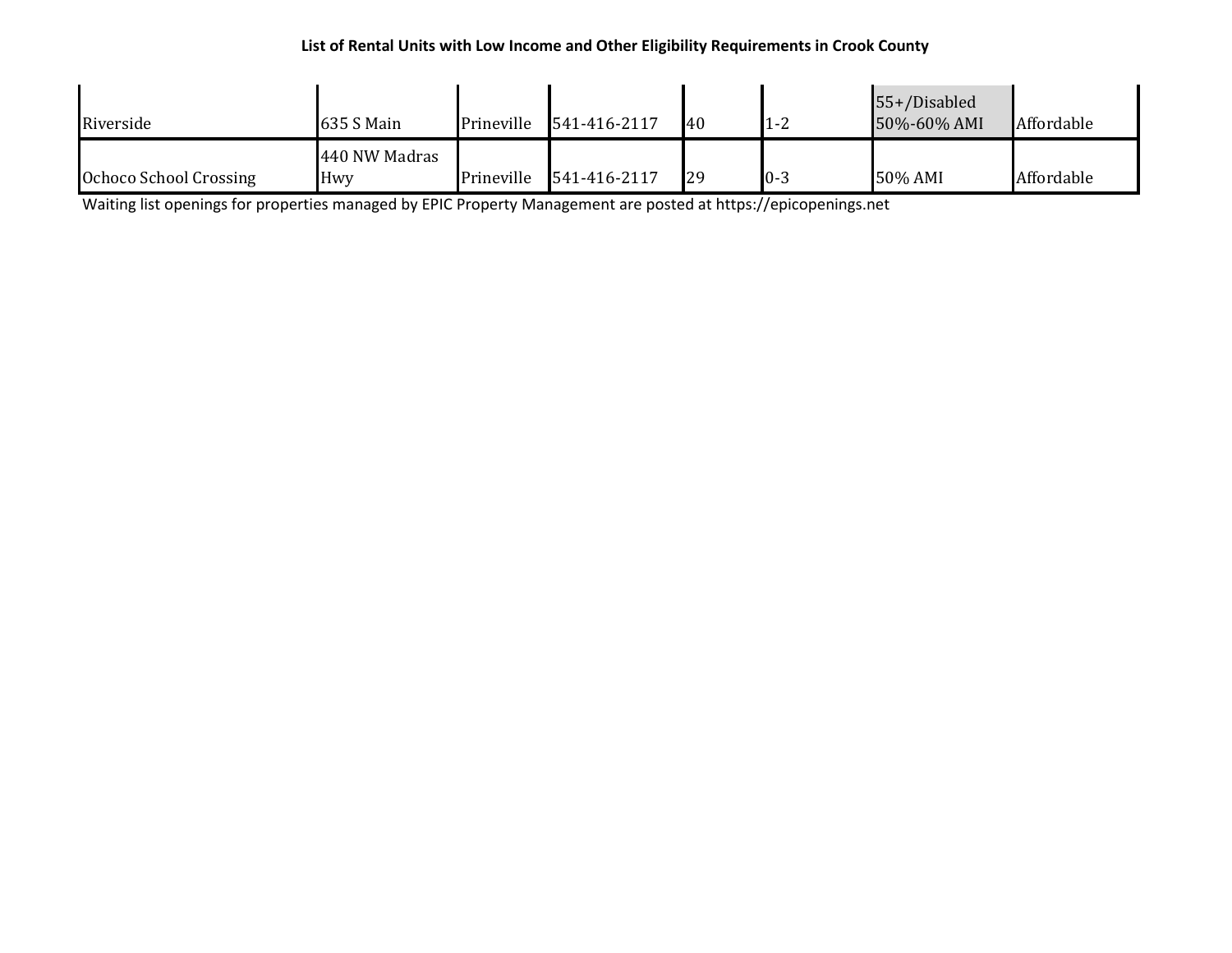**List of Rental Units with Low Income and Other Eligibility Requirements in Crook County**

| | | | | | | | |
|---|---|---|---|---|---|---|---|
| Riverside | 635 S Main | Prineville | 541-416-2117 | 40 | 1-2 | 55+/Disabled 50%-60% AMI | Affordable |
| Ochoco School Crossing | 440 NW Madras Hwy | Prineville | 541-416-2117 | 29 | 0-3 | 50% AMI | Affordable |

Waiting list openings for properties managed by EPIC Property Management are posted at https://epicopenings.net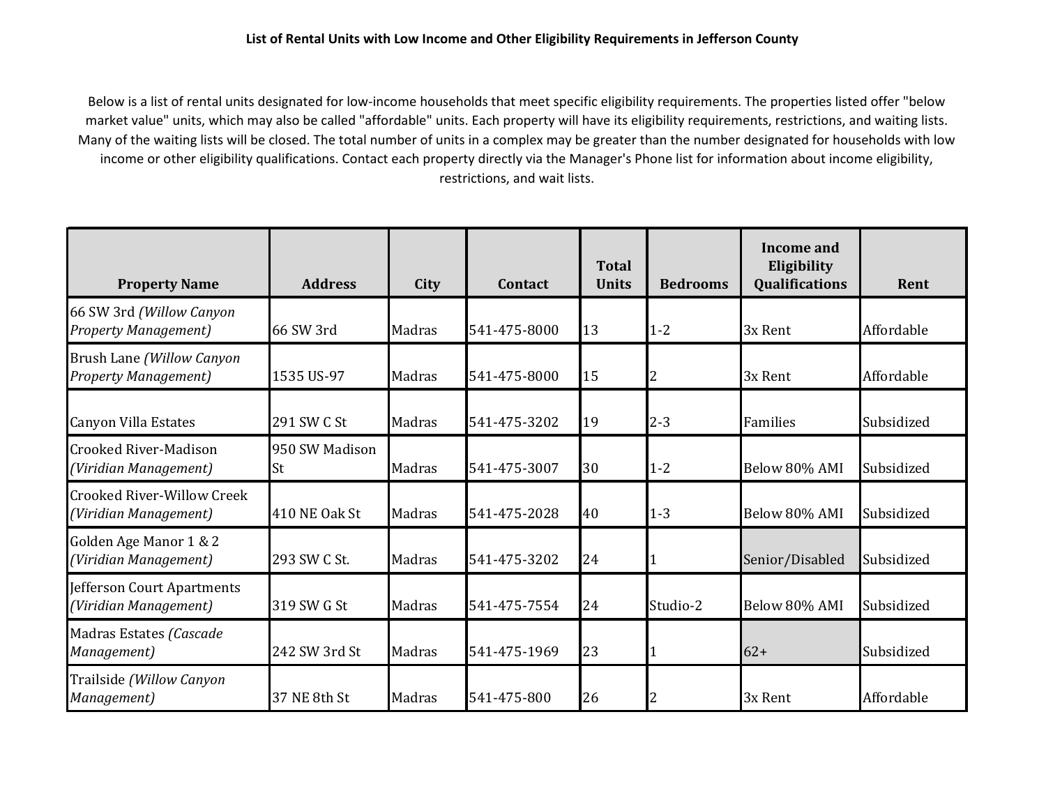**List of Rental Units with Low Income and Other Eligibility Requirements in Jefferson County**

Below is a list of rental units designated for low-income households that meet specific eligibility requirements. The properties listed offer "below market value" units, which may also be called "affordable" units. Each property will have its eligibility requirements, restrictions, and waiting lists. Many of the waiting lists will be closed. The total number of units in a complex may be greater than the number designated for households with low income or other eligibility qualifications. Contact each property directly via the Manager's Phone list for information about income eligibility, restrictions, and wait lists.

| Property Name | Address | City | Contact | Total Units | Bedrooms | Income and Eligibility Qualifications | Rent |
|---|---|---|---|---|---|---|---|
| 66 SW 3rd *(Willow Canyon Property Management)* | 66 SW 3rd | Madras | 541-475-8000 | 13 | 1-2 | 3x Rent | Affordable |
| Brush Lane *(Willow Canyon Property Management)* | 1535 US-97 | Madras | 541-475-8000 | 15 | 2 | 3x Rent | Affordable |
| Canyon Villa Estates | 291 SW C St | Madras | 541-475-3202 | 19 | 2-3 | Families | Subsidized |
| Crooked River-Madison *(Viridian Management)* | 950 SW Madison St | Madras | 541-475-3007 | 30 | 1-2 | Below 80% AMI | Subsidized |
| Crooked River-Willow Creek *(Viridian Management)* | 410 NE Oak St | Madras | 541-475-2028 | 40 | 1-3 | Below 80% AMI | Subsidized |
| Golden Age Manor 1 & 2 *(Viridian Management)* | 293 SW C St. | Madras | 541-475-3202 | 24 | 1 | Senior/Disabled | Subsidized |
| Jefferson Court Apartments *(Viridian Management)* | 319 SW G St | Madras | 541-475-7554 | 24 | Studio-2 | Below 80% AMI | Subsidized |
| Madras Estates *(Cascade Management)* | 242 SW 3rd St | Madras | 541-475-1969 | 23 | 1 | 62+ | Subsidized |
| Trailside *(Willow Canyon Management)* | 37 NE 8th St | Madras | 541-475-800 | 26 | 2 | 3x Rent | Affordable |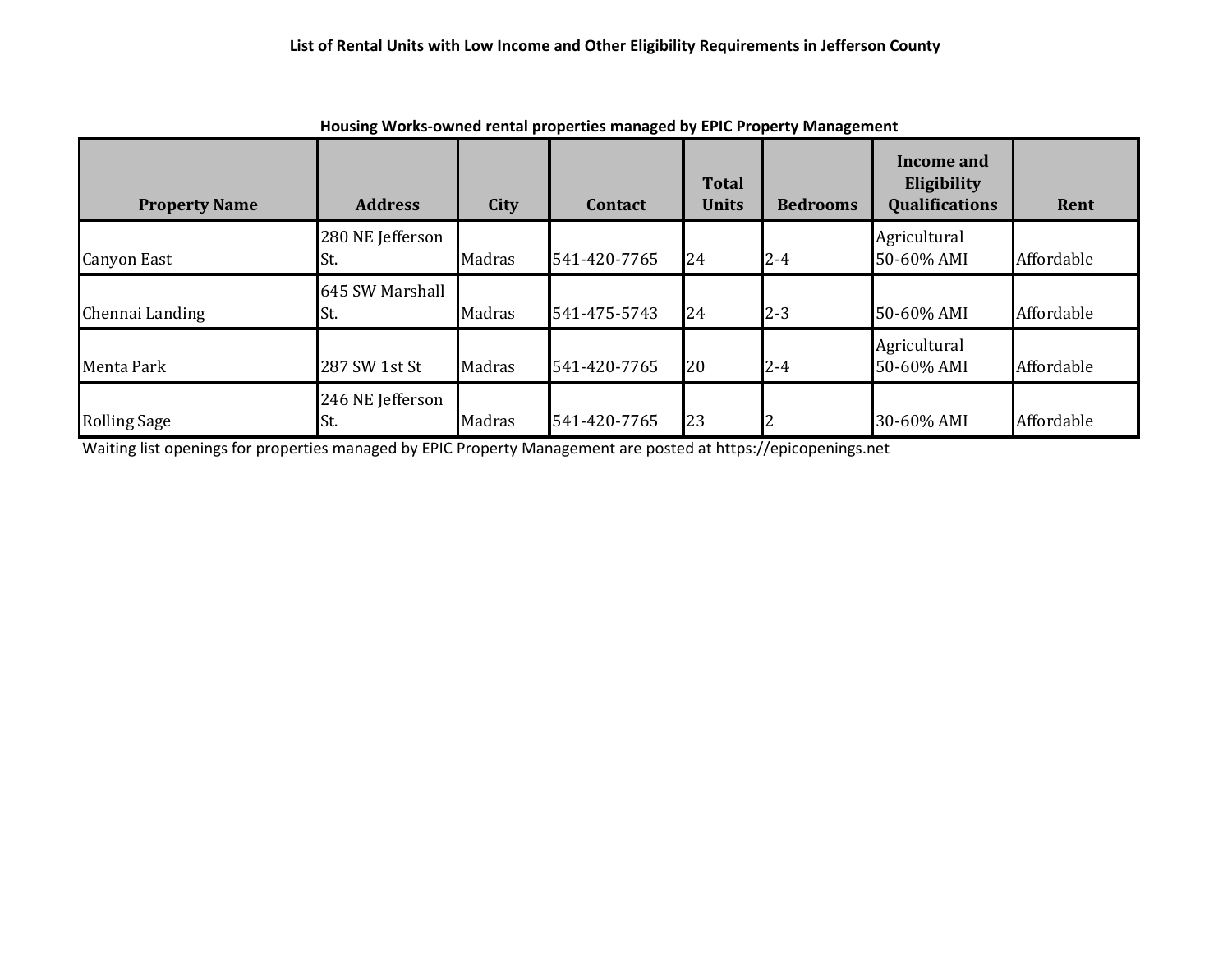# List of Rental Units with Low Income and Other Eligibility Requirements in Jefferson County

## Housing Works-owned rental properties managed by EPIC Property Management

| Property Name | Address | City | Contact | Total Units | Bedrooms | Income and Eligibility Qualifications | Rent |
|---|---|---|---|---|---|---|---|
| Canyon East | 280 NE Jefferson St. | Madras | 541-420-7765 | 24 | 2-4 | Agricultural 50-60% AMI | Affordable |
| Chennai Landing | 645 SW Marshall St. | Madras | 541-475-5743 | 24 | 2-3 | 50-60% AMI | Affordable |
| Menta Park | 287 SW 1st St | Madras | 541-420-7765 | 20 | 2-4 | Agricultural 50-60% AMI | Affordable |
| Rolling Sage | 246 NE Jefferson St. | Madras | 541-420-7765 | 23 | 2 | 30-60% AMI | Affordable |

Waiting list openings for properties managed by EPIC Property Management are posted at https://epicopenings.net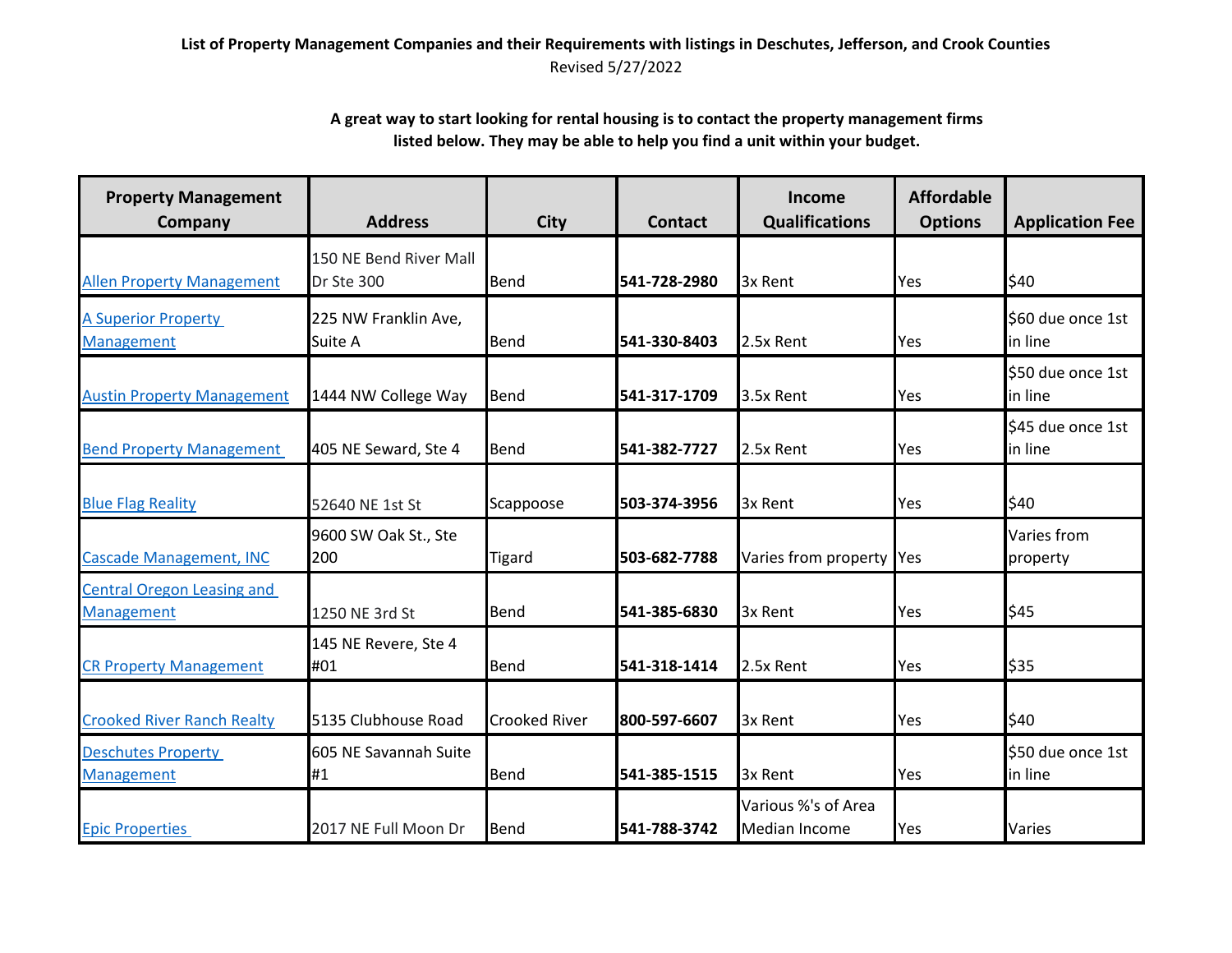**List of Property Management Companies and their Requirements with listings in Deschutes, Jefferson, and Crook Counties**

Revised 5/27/2022

**A great way to start looking for rental housing is to contact the property management firms listed below. They may be able to help you find a unit within your budget.**

| Property Management Company | Address | City | Contact | Income Qualifications | Affordable Options | Application Fee |
|---|---|---|---|---|---|---|
| Allen Property Management | 150 NE Bend River Mall Dr Ste 300 | Bend | **541-728-2980** | 3x Rent | Yes | $40 |
| A Superior Property Management | 225 NW Franklin Ave, Suite A | Bend | **541-330-8403** | 2.5x Rent | Yes | $60 due once 1st in line |
| Austin Property Management | 1444 NW College Way | Bend | **541-317-1709** | 3.5x Rent | Yes | $50 due once 1st in line |
| Bend Property Management | 405 NE Seward, Ste 4 | Bend | **541-382-7727** | 2.5x Rent | Yes | $45 due once 1st in line |
| Blue Flag Reality | 52640 NE 1st St | Scappoose | **503-374-3956** | 3x Rent | Yes | $40 |
| Cascade Management, INC | 9600 SW Oak St., Ste 200 | Tigard | **503-682-7788** | Varies from property | Yes | Varies from property |
| Central Oregon Leasing and Management | 1250 NE 3rd St | Bend | **541-385-6830** | 3x Rent | Yes | $45 |
| CR Property Management | 145 NE Revere, Ste 4 #01 | Bend | **541-318-1414** | 2.5x Rent | Yes | $35 |
| Crooked River Ranch Realty | 5135 Clubhouse Road | Crooked River | **800-597-6607** | 3x Rent | Yes | $40 |
| Deschutes Property Management | 605 NE Savannah Suite #1 | Bend | **541-385-1515** | 3x Rent | Yes | $50 due once 1st in line |
| Epic Properties | 2017 NE Full Moon Dr | Bend | **541-788-3742** | Various %'s of Area Median Income | Yes | Varies |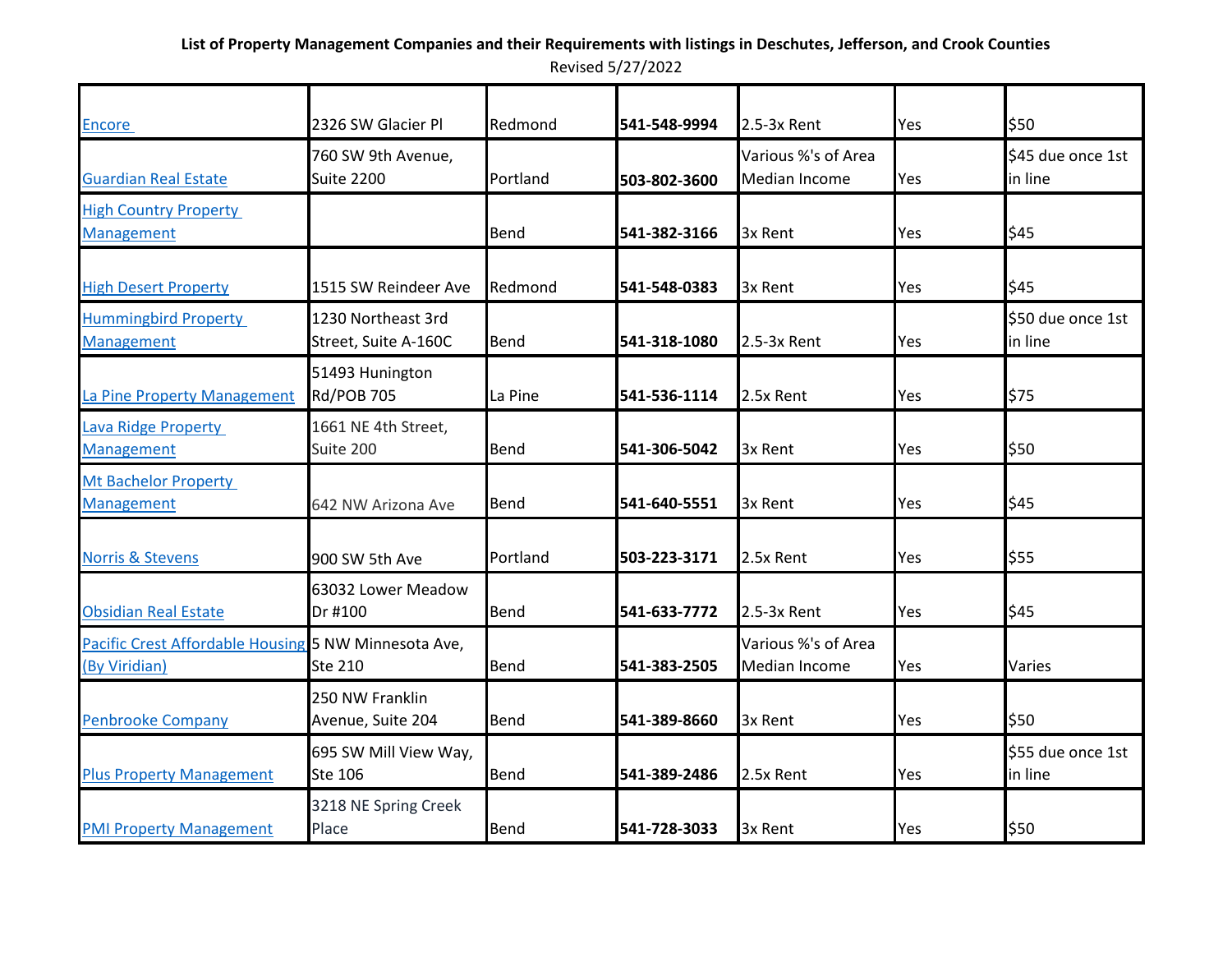**List of Property Management Companies and their Requirements with listings in Deschutes, Jefferson, and Crook Counties**

Revised 5/27/2022

| | | | | | | |
|---|---|---|---|---|---|---|
| Encore | 2326 SW Glacier Pl | Redmond | **541-548-9994** | 2.5-3x Rent | Yes | $50 |
| Guardian Real Estate | 760 SW 9th Avenue, Suite 2200 | Portland | **503-802-3600** | Various %'s of Area Median Income | Yes | $45 due once 1st in line |
| High Country Property Management | | Bend | **541-382-3166** | 3x Rent | Yes | $45 |
| High Desert Property | 1515 SW Reindeer Ave | Redmond | **541-548-0383** | 3x Rent | Yes | $45 |
| Hummingbird Property Management | 1230 Northeast 3rd Street, Suite A-160C | Bend | **541-318-1080** | 2.5-3x Rent | Yes | $50 due once 1st in line |
| La Pine Property Management | 51493 Hunington Rd/POB 705 | La Pine | **541-536-1114** | 2.5x Rent | Yes | $75 |
| Lava Ridge Property Management | 1661 NE 4th Street, Suite 200 | Bend | **541-306-5042** | 3x Rent | Yes | $50 |
| Mt Bachelor Property Management | 642 NW Arizona Ave | Bend | **541-640-5551** | 3x Rent | Yes | $45 |
| Norris & Stevens | 900 SW 5th Ave | Portland | **503-223-3171** | 2.5x Rent | Yes | $55 |
| Obsidian Real Estate | 63032 Lower Meadow Dr #100 | Bend | **541-633-7772** | 2.5-3x Rent | Yes | $45 |
| Pacific Crest Affordable Housing (By Viridian) | 5 NW Minnesota Ave, Ste 210 | Bend | **541-383-2505** | Various %'s of Area Median Income | Yes | Varies |
| Penbrooke Company | 250 NW Franklin Avenue, Suite 204 | Bend | **541-389-8660** | 3x Rent | Yes | $50 |
| Plus Property Management | 695 SW Mill View Way, Ste 106 | Bend | **541-389-2486** | 2.5x Rent | Yes | $55 due once 1st in line |
| PMI Property Management | 3218 NE Spring Creek Place | Bend | **541-728-3033** | 3x Rent | Yes | $50 |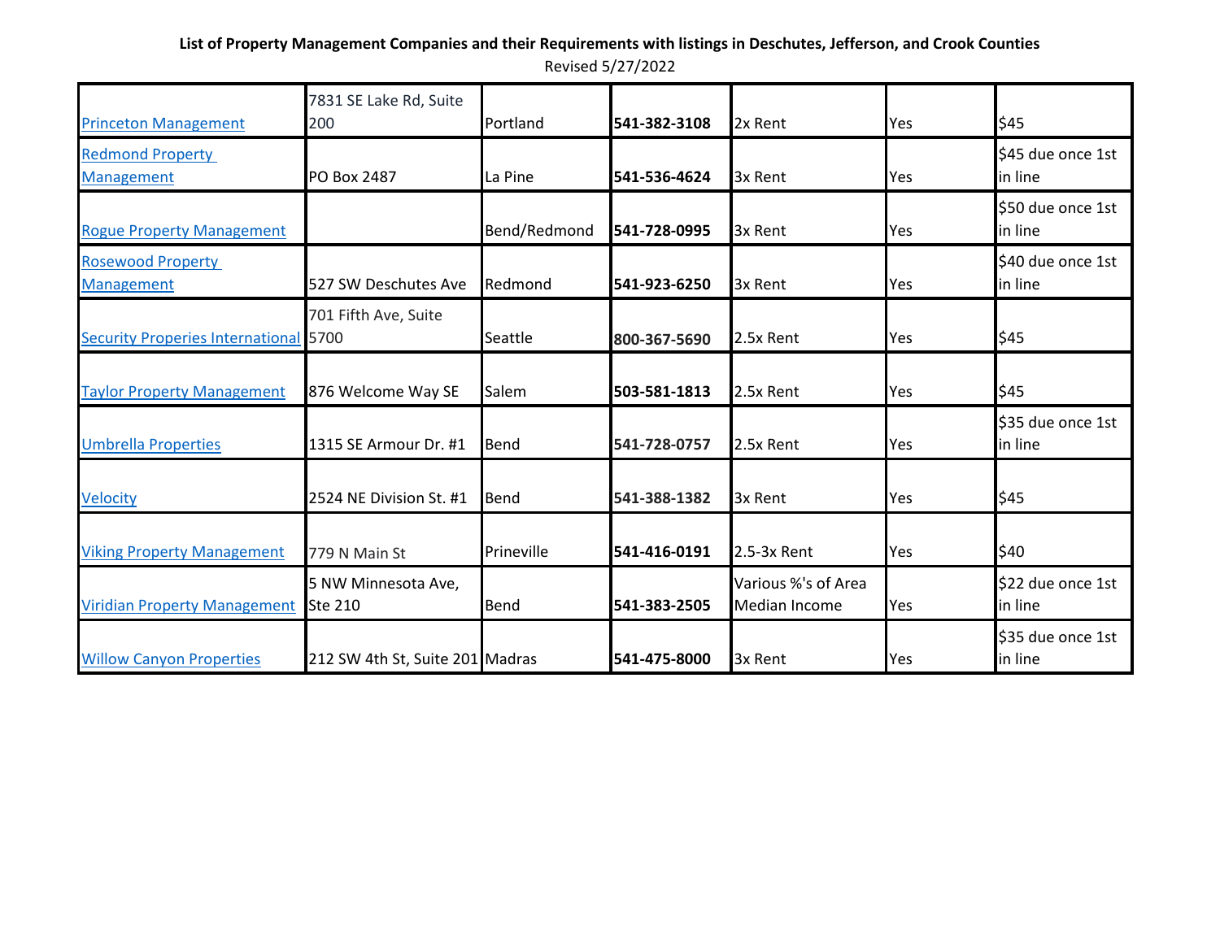**List of Property Management Companies and their Requirements with listings in Deschutes, Jefferson, and Crook Counties**

Revised 5/27/2022

| | | | | | | |
|---|---|---|---|---|---|---|
| Princeton Management | 7831 SE Lake Rd, Suite 200 | Portland | **541-382-3108** | 2x Rent | Yes | $45 |
| Redmond Property Management | PO Box 2487 | La Pine | **541-536-4624** | 3x Rent | Yes | $45 due once 1st in line |
| Rogue Property Management | | Bend/Redmond | **541-728-0995** | 3x Rent | Yes | $50 due once 1st in line |
| Rosewood Property Management | 527 SW Deschutes Ave | Redmond | **541-923-6250** | 3x Rent | Yes | $40 due once 1st in line |
| Security Properies International | 701 Fifth Ave, Suite 5700 | Seattle | **800-367-5690** | 2.5x Rent | Yes | $45 |
| Taylor Property Management | 876 Welcome Way SE | Salem | **503-581-1813** | 2.5x Rent | Yes | $45 |
| Umbrella Properties | 1315 SE Armour Dr. #1 | Bend | **541-728-0757** | 2.5x Rent | Yes | $35 due once 1st in line |
| Velocity | 2524 NE Division St. #1 | Bend | **541-388-1382** | 3x Rent | Yes | $45 |
| Viking Property Management | 779 N Main St | Prineville | **541-416-0191** | 2.5-3x Rent | Yes | $40 |
| Viridian Property Management | 5 NW Minnesota Ave, Ste 210 | Bend | **541-383-2505** | Various %'s of Area Median Income | Yes | $22 due once 1st in line |
| Willow Canyon Properties | 212 SW 4th St, Suite 201 | Madras | **541-475-8000** | 3x Rent | Yes | $35 due once 1st in line |